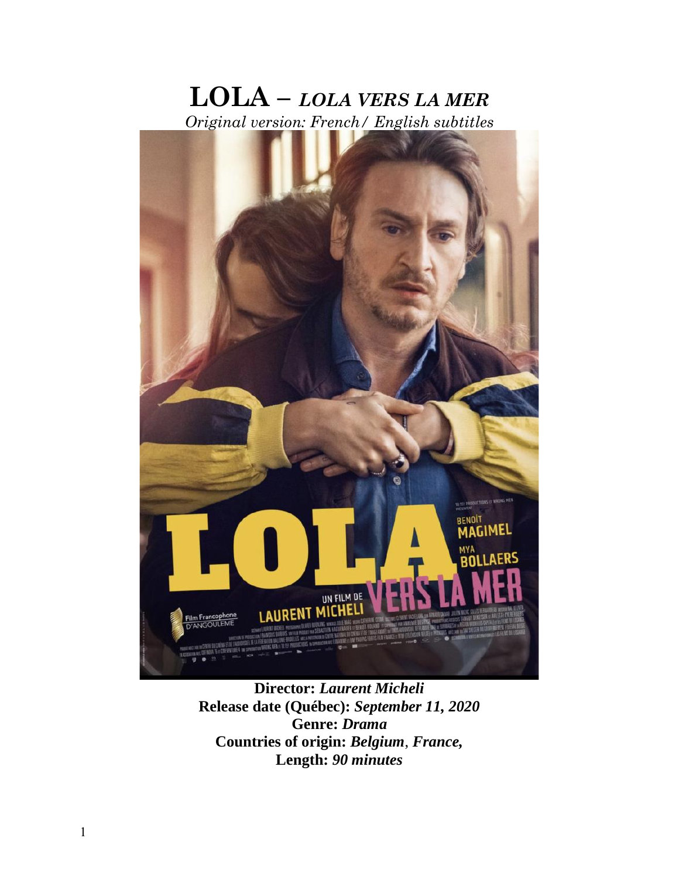# LOLA – *LOLA VERS LA MER*

*Original version: French / English subtitles*

**Director:** ***Laurent Micheli***
**Release date (Québec):** ***September 11, 2020***
**Genre:** ***Drama***
**Countries of origin:** ***Belgium**, **France,***
**Length:** ***90 minutes***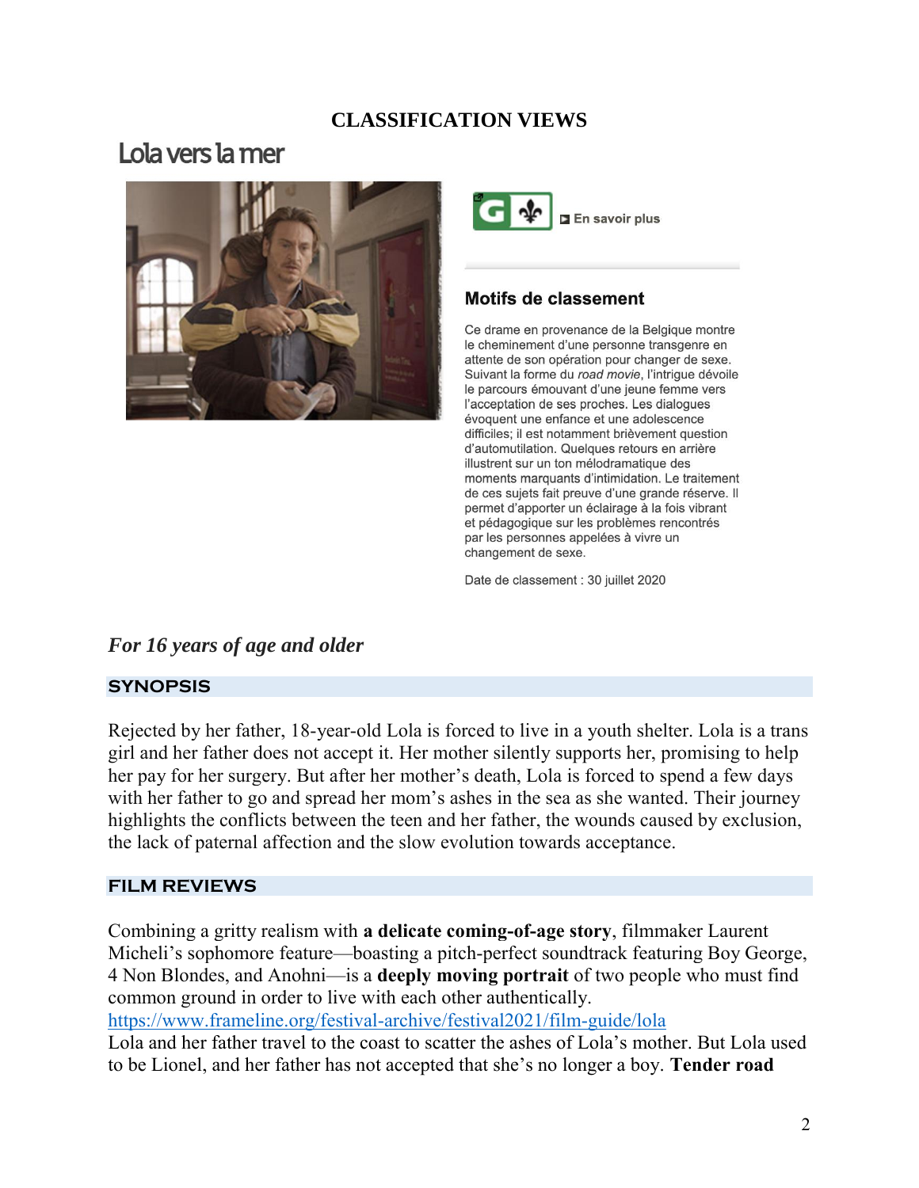**CLASSIFICATION VIEWS**

# Lola vers la mer

G

En savoir plus

### Motifs de classement

Ce drame en provenance de la Belgique montre le cheminement d'une personne transgenre en attente de son opération pour changer de sexe. Suivant la forme du *road movie*, l'intrigue dévoile le parcours émouvant d'une jeune femme vers l'acceptation de ses proches. Les dialogues évoquent une enfance et une adolescence difficiles; il est notamment brièvement question d'automutilation. Quelques retours en arrière illustrent sur un ton mélodramatique des moments marquants d'intimidation. Le traitement de ces sujets fait preuve d'une grande réserve. Il permet d'apporter un éclairage à la fois vibrant et pédagogique sur les problèmes rencontrés par les personnes appelées à vivre un changement de sexe.

Date de classement : 30 juillet 2020

***For 16 years of age and older***

## SYNOPSIS

Rejected by her father, 18-year-old Lola is forced to live in a youth shelter. Lola is a trans girl and her father does not accept it. Her mother silently supports her, promising to help her pay for her surgery. But after her mother's death, Lola is forced to spend a few days with her father to go and spread her mom's ashes in the sea as she wanted. Their journey highlights the conflicts between the teen and her father, the wounds caused by exclusion, the lack of paternal affection and the slow evolution towards acceptance.

## FILM REVIEWS

Combining a gritty realism with **a delicate coming-of-age story**, filmmaker Laurent Micheli's sophomore feature—boasting a pitch-perfect soundtrack featuring Boy George, 4 Non Blondes, and Anohni—is a **deeply moving portrait** of two people who must find common ground in order to live with each other authentically.
https://www.frameline.org/festival-archive/festival2021/film-guide/lola
Lola and her father travel to the coast to scatter the ashes of Lola's mother. But Lola used to be Lionel, and her father has not accepted that she's no longer a boy. **Tender road**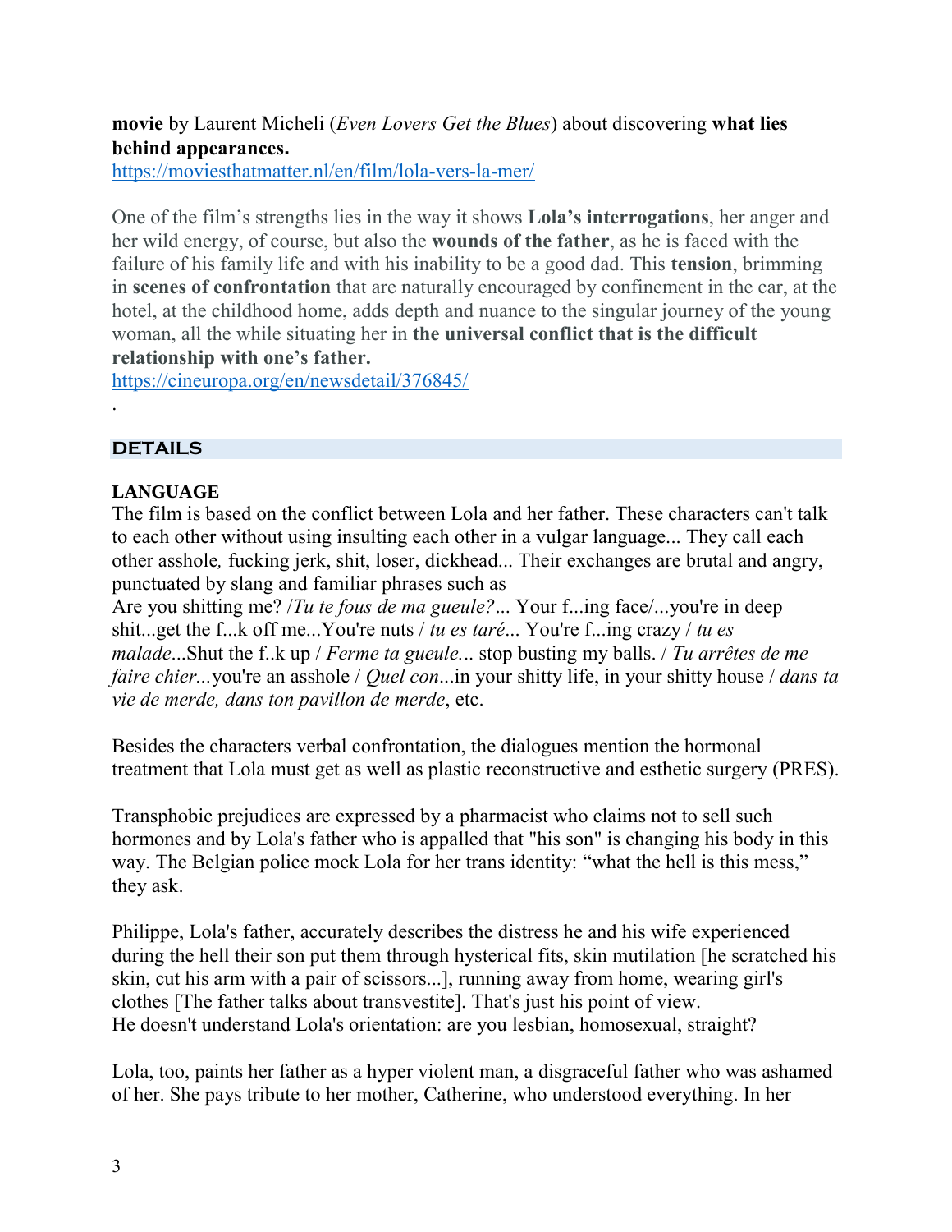**movie** by Laurent Micheli (*Even Lovers Get the Blues*) about discovering **what lies behind appearances.**
https://moviesthatmatter.nl/en/film/lola-vers-la-mer/

One of the film's strengths lies in the way it shows **Lola's interrogations**, her anger and her wild energy, of course, but also the **wounds of the father**, as he is faced with the failure of his family life and with his inability to be a good dad. This **tension**, brimming in **scenes of confrontation** that are naturally encouraged by confinement in the car, at the hotel, at the childhood home, adds depth and nuance to the singular journey of the young woman, all the while situating her in **the universal conflict that is the difficult relationship with one's father.**
https://cineuropa.org/en/newsdetail/376845/

.

## DETAILS

**LANGUAGE**

The film is based on the conflict between Lola and her father. These characters can't talk to each other without using insulting each other in a vulgar language... They call each other asshole*,* fucking jerk, shit, loser, dickhead... Their exchanges are brutal and angry, punctuated by slang and familiar phrases such as
Are you shitting me? /*Tu te fous de ma gueule?*... Your f...ing face/...you're in deep shit...get the f...k off me...You're nuts / *tu es taré*... You're f...ing crazy / *tu es malade*...Shut the f..k up / *Ferme ta gueule*... stop busting my balls. / *Tu arrêtes de me faire chier*...you're an asshole / *Quel con*...in your shitty life, in your shitty house / *dans ta vie de merde, dans ton pavillon de merde*, etc.

Besides the characters verbal confrontation, the dialogues mention the hormonal treatment that Lola must get as well as plastic reconstructive and esthetic surgery (PRES).

Transphobic prejudices are expressed by a pharmacist who claims not to sell such hormones and by Lola's father who is appalled that "his son" is changing his body in this way. The Belgian police mock Lola for her trans identity: "what the hell is this mess," they ask.

Philippe, Lola's father, accurately describes the distress he and his wife experienced during the hell their son put them through hysterical fits, skin mutilation [he scratched his skin, cut his arm with a pair of scissors...], running away from home, wearing girl's clothes [The father talks about transvestite]. That's just his point of view.
He doesn't understand Lola's orientation: are you lesbian, homosexual, straight?

Lola, too, paints her father as a hyper violent man, a disgraceful father who was ashamed of her. She pays tribute to her mother, Catherine, who understood everything. In her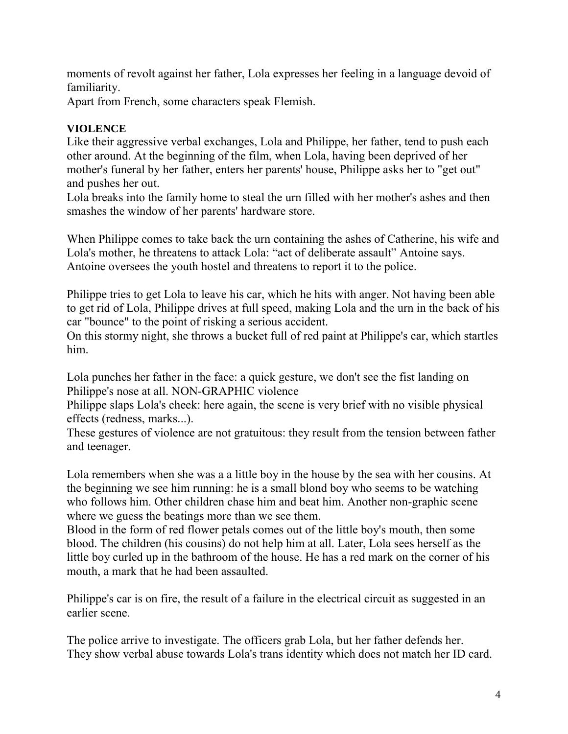moments of revolt against her father, Lola expresses her feeling in a language devoid of familiarity.
Apart from French, some characters speak Flemish.

**VIOLENCE**

Like their aggressive verbal exchanges, Lola and Philippe, her father, tend to push each other around. At the beginning of the film, when Lola, having been deprived of her mother's funeral by her father, enters her parents' house, Philippe asks her to "get out" and pushes her out.
Lola breaks into the family home to steal the urn filled with her mother's ashes and then smashes the window of her parents' hardware store.

When Philippe comes to take back the urn containing the ashes of Catherine, his wife and Lola's mother, he threatens to attack Lola: "act of deliberate assault" Antoine says. Antoine oversees the youth hostel and threatens to report it to the police.

Philippe tries to get Lola to leave his car, which he hits with anger. Not having been able to get rid of Lola, Philippe drives at full speed, making Lola and the urn in the back of his car "bounce" to the point of risking a serious accident.
On this stormy night, she throws a bucket full of red paint at Philippe's car, which startles him.

Lola punches her father in the face: a quick gesture, we don't see the fist landing on Philippe's nose at all. NON-GRAPHIC violence
Philippe slaps Lola's cheek: here again, the scene is very brief with no visible physical effects (redness, marks...).
These gestures of violence are not gratuitous: they result from the tension between father and teenager.

Lola remembers when she was a a little boy in the house by the sea with her cousins. At the beginning we see him running: he is a small blond boy who seems to be watching who follows him. Other children chase him and beat him. Another non-graphic scene where we guess the beatings more than we see them.
Blood in the form of red flower petals comes out of the little boy's mouth, then some blood. The children (his cousins) do not help him at all. Later, Lola sees herself as the little boy curled up in the bathroom of the house. He has a red mark on the corner of his mouth, a mark that he had been assaulted.

Philippe's car is on fire, the result of a failure in the electrical circuit as suggested in an earlier scene.

The police arrive to investigate. The officers grab Lola, but her father defends her. They show verbal abuse towards Lola's trans identity which does not match her ID card.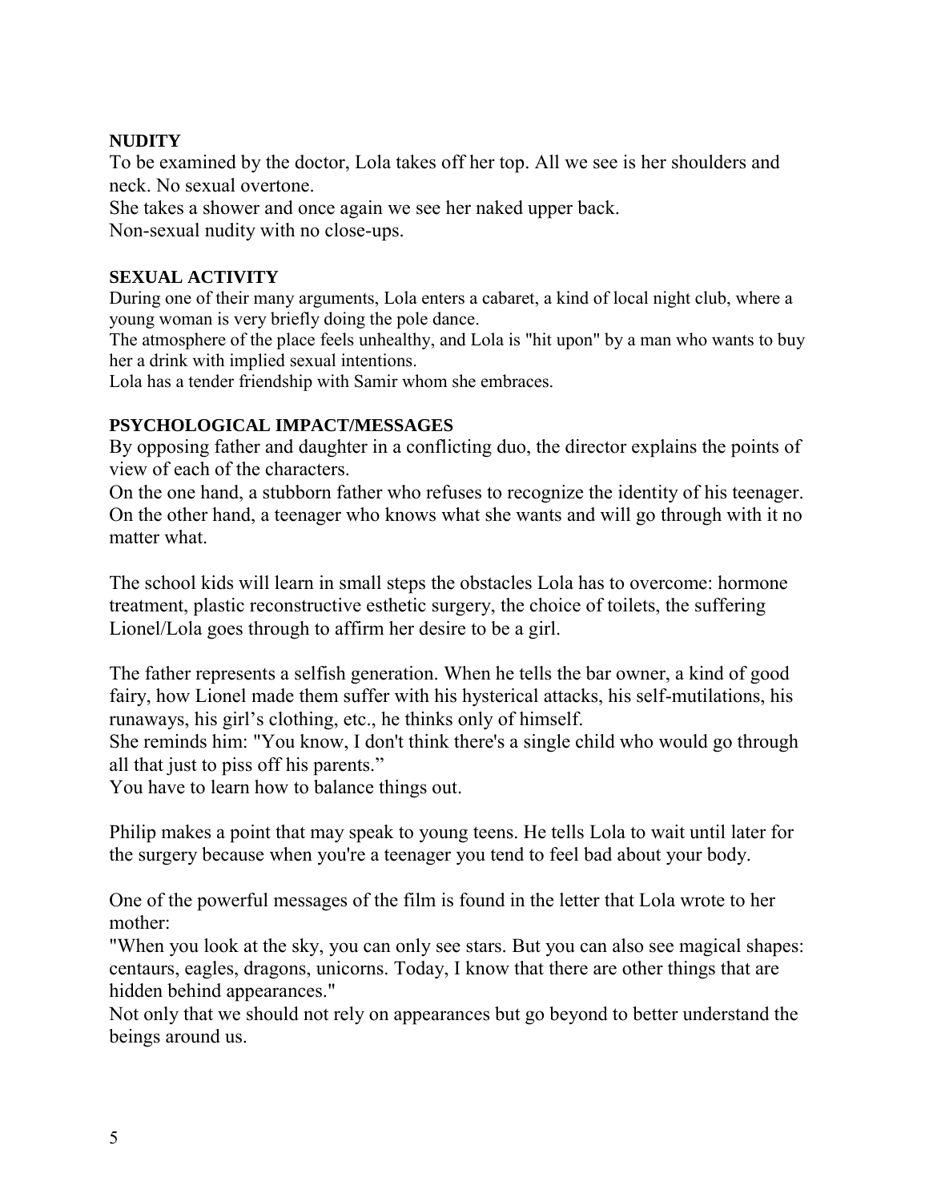**NUDITY**

To be examined by the doctor, Lola takes off her top. All we see is her shoulders and neck. No sexual overtone.

She takes a shower and once again we see her naked upper back.

Non-sexual nudity with no close-ups.

**SEXUAL ACTIVITY**

During one of their many arguments, Lola enters a cabaret, a kind of local night club, where a young woman is very briefly doing the pole dance.

The atmosphere of the place feels unhealthy, and Lola is "hit upon" by a man who wants to buy her a drink with implied sexual intentions.

Lola has a tender friendship with Samir whom she embraces.

**PSYCHOLOGICAL IMPACT/MESSAGES**

By opposing father and daughter in a conflicting duo, the director explains the points of view of each of the characters.

On the one hand, a stubborn father who refuses to recognize the identity of his teenager. On the other hand, a teenager who knows what she wants and will go through with it no matter what.

The school kids will learn in small steps the obstacles Lola has to overcome: hormone treatment, plastic reconstructive esthetic surgery, the choice of toilets, the suffering Lionel/Lola goes through to affirm her desire to be a girl.

The father represents a selfish generation. When he tells the bar owner, a kind of good fairy, how Lionel made them suffer with his hysterical attacks, his self-mutilations, his runaways, his girl's clothing, etc., he thinks only of himself.

She reminds him: "You know, I don't think there's a single child who would go through all that just to piss off his parents."

You have to learn how to balance things out.

Philip makes a point that may speak to young teens. He tells Lola to wait until later for the surgery because when you're a teenager you tend to feel bad about your body.

One of the powerful messages of the film is found in the letter that Lola wrote to her mother:

"When you look at the sky, you can only see stars. But you can also see magical shapes: centaurs, eagles, dragons, unicorns. Today, I know that there are other things that are hidden behind appearances."

Not only that we should not rely on appearances but go beyond to better understand the beings around us.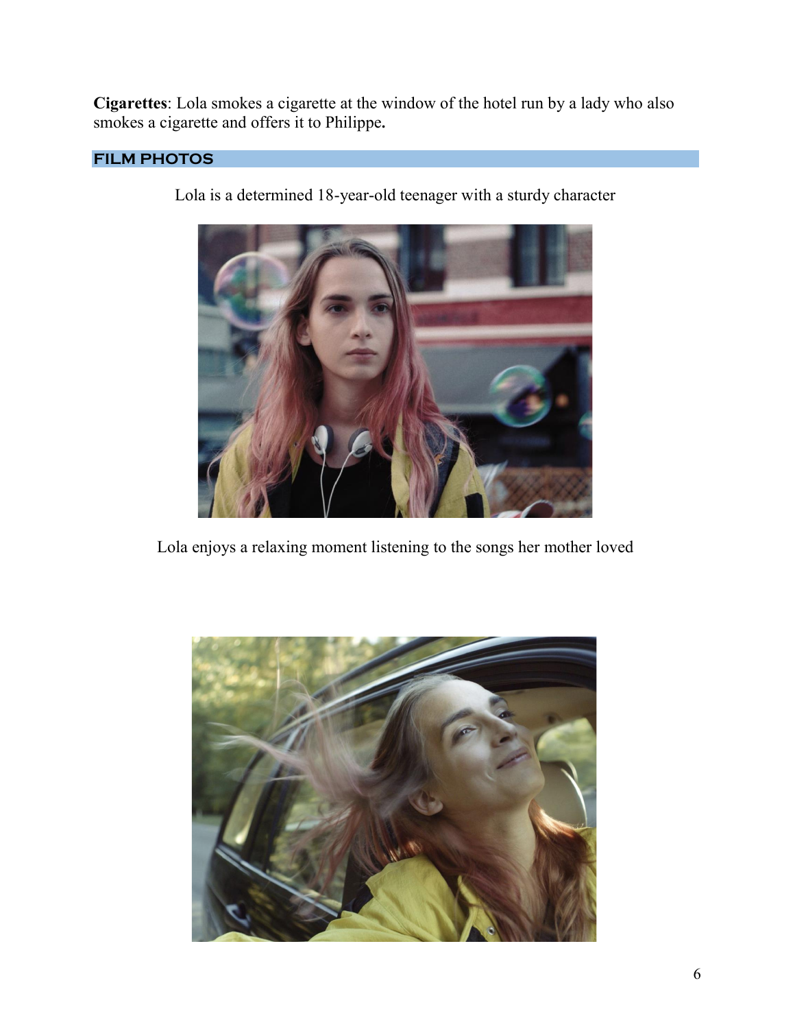**Cigarettes**: Lola smokes a cigarette at the window of the hotel run by a lady who also smokes a cigarette and offers it to Philippe**.**

## FILM PHOTOS

Lola is a determined 18-year-old teenager with a sturdy character

Lola enjoys a relaxing moment listening to the songs her mother loved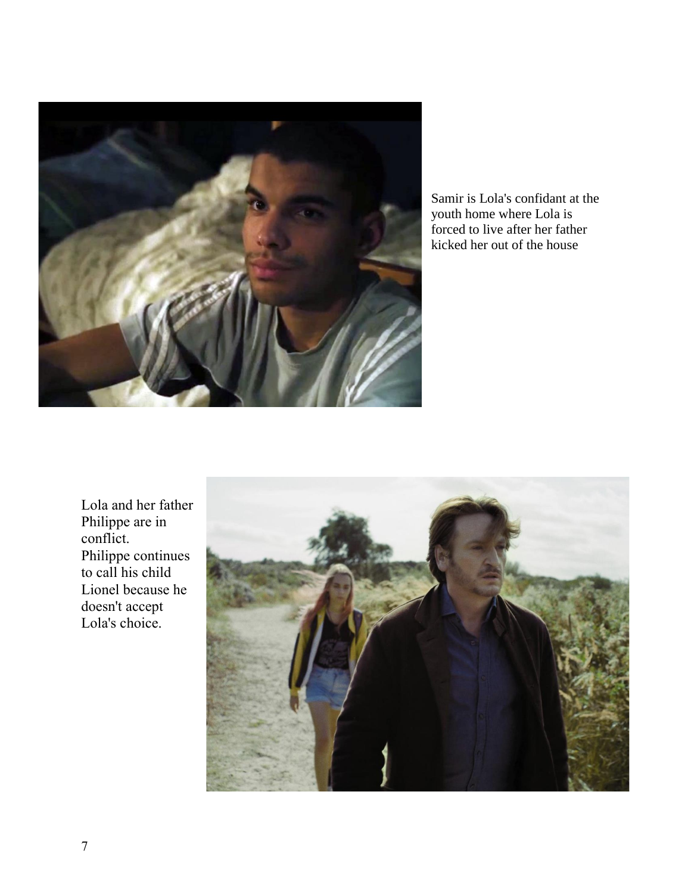Samir is Lola's confidant at the youth home where Lola is forced to live after her father kicked her out of the house

Lola and her father Philippe are in conflict.
Philippe continues to call his child Lionel because he doesn't accept Lola's choice.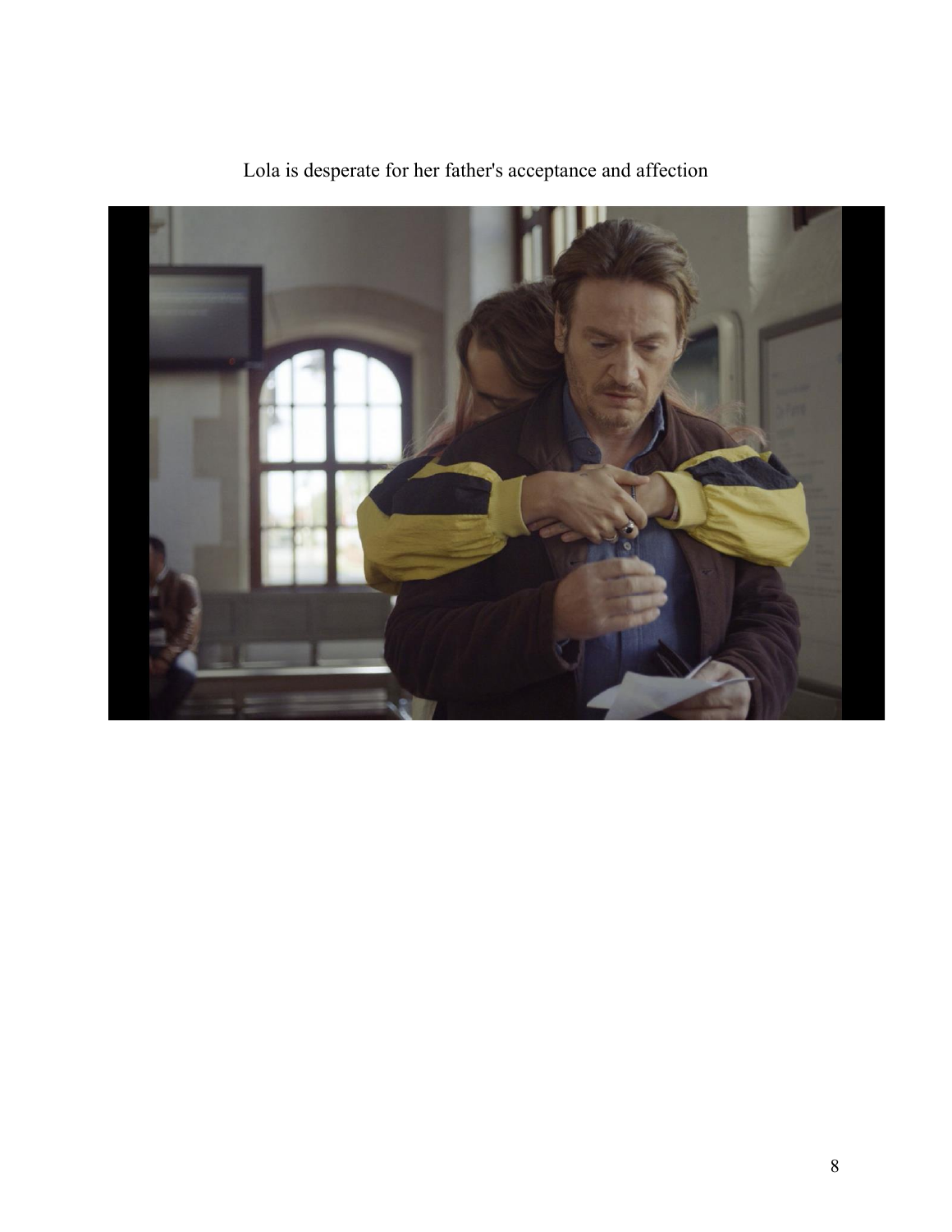Lola is desperate for her father's acceptance and affection